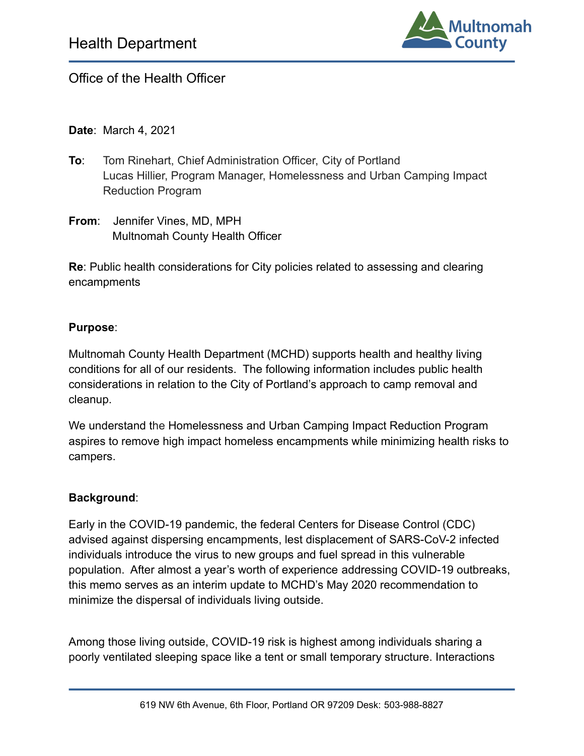Health Department

Multnomah County

Office of the Health Officer

**Date**: March 4, 2021

**To**: Tom Rinehart, Chief Administration Officer, City of Portland
Lucas Hillier, Program Manager, Homelessness and Urban Camping Impact Reduction Program

**From**: Jennifer Vines, MD, MPH
Multnomah County Health Officer

**Re**: Public health considerations for City policies related to assessing and clearing encampments

**Purpose**:

Multnomah County Health Department (MCHD) supports health and healthy living conditions for all of our residents. The following information includes public health considerations in relation to the City of Portland's approach to camp removal and cleanup.

We understand the Homelessness and Urban Camping Impact Reduction Program aspires to remove high impact homeless encampments while minimizing health risks to campers.

**Background**:

Early in the COVID-19 pandemic, the federal Centers for Disease Control (CDC) advised against dispersing encampments, lest displacement of SARS-CoV-2 infected individuals introduce the virus to new groups and fuel spread in this vulnerable population. After almost a year's worth of experience addressing COVID-19 outbreaks, this memo serves as an interim update to MCHD's May 2020 recommendation to minimize the dispersal of individuals living outside.

Among those living outside, COVID-19 risk is highest among individuals sharing a poorly ventilated sleeping space like a tent or small temporary structure. Interactions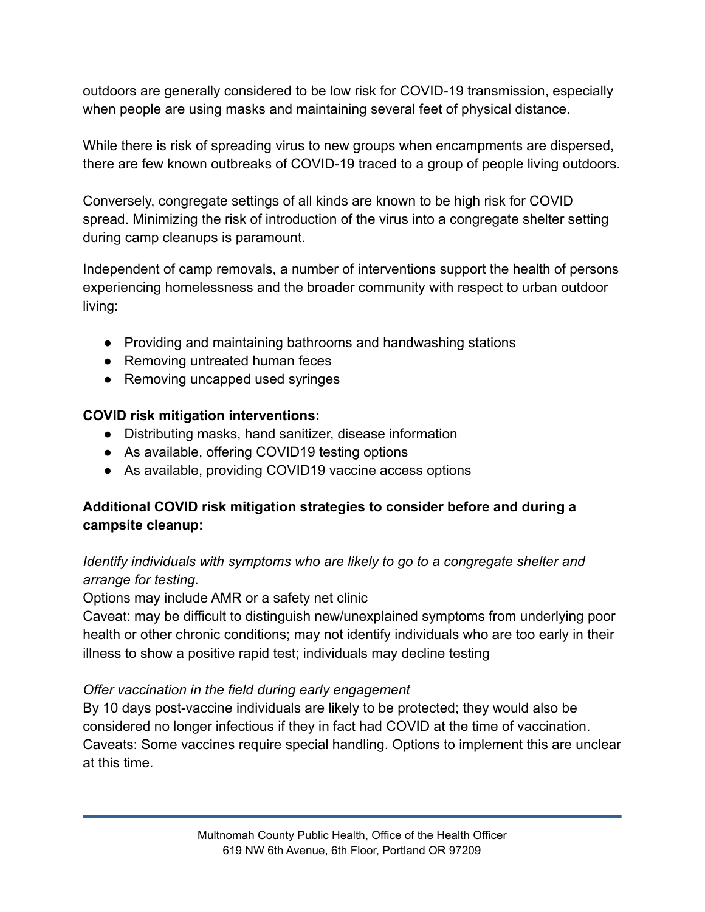outdoors are generally considered to be low risk for COVID-19 transmission, especially when people are using masks and maintaining several feet of physical distance.

While there is risk of spreading virus to new groups when encampments are dispersed, there are few known outbreaks of COVID-19 traced to a group of people living outdoors.

Conversely, congregate settings of all kinds are known to be high risk for COVID spread. Minimizing the risk of introduction of the virus into a congregate shelter setting during camp cleanups is paramount.

Independent of camp removals, a number of interventions support the health of persons experiencing homelessness and the broader community with respect to urban outdoor living:

- Providing and maintaining bathrooms and handwashing stations
- Removing untreated human feces
- Removing uncapped used syringes

**COVID risk mitigation interventions:**

- Distributing masks, hand sanitizer, disease information
- As available, offering COVID19 testing options
- As available, providing COVID19 vaccine access options

**Additional COVID risk mitigation strategies to consider before and during a campsite cleanup:**

*Identify individuals with symptoms who are likely to go to a congregate shelter and arrange for testing.*
Options may include AMR or a safety net clinic
Caveat: may be difficult to distinguish new/unexplained symptoms from underlying poor health or other chronic conditions; may not identify individuals who are too early in their illness to show a positive rapid test; individuals may decline testing

*Offer vaccination in the field during early engagement*
By 10 days post-vaccine individuals are likely to be protected; they would also be considered no longer infectious if they in fact had COVID at the time of vaccination.
Caveats: Some vaccines require special handling. Options to implement this are unclear at this time.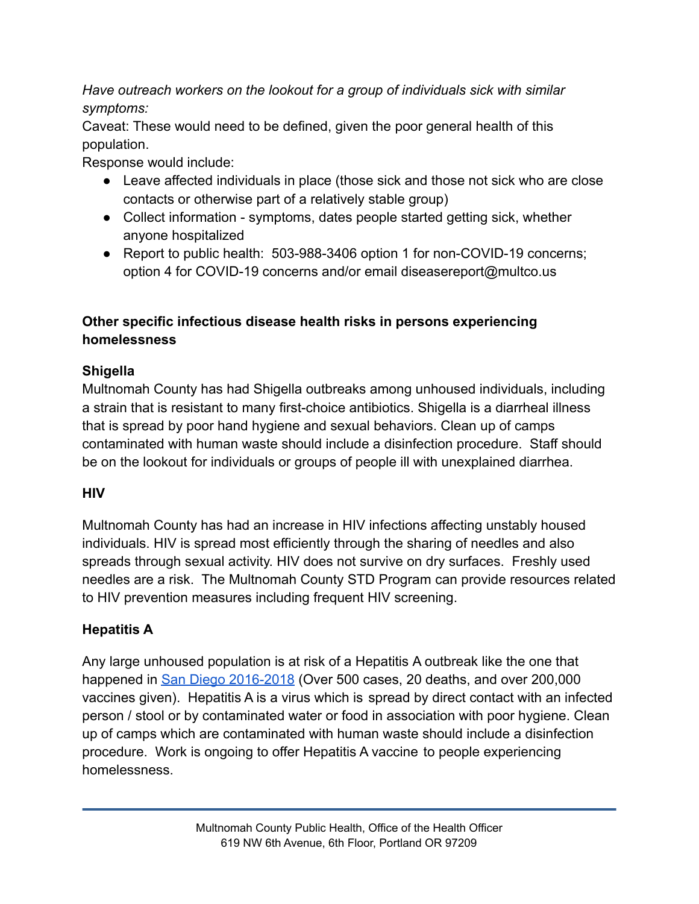*Have outreach workers on the lookout for a group of individuals sick with similar symptoms:*

Caveat: These would need to be defined, given the poor general health of this population.

Response would include:

- Leave affected individuals in place (those sick and those not sick who are close contacts or otherwise part of a relatively stable group)
- Collect information - symptoms, dates people started getting sick, whether anyone hospitalized
- Report to public health: 503-988-3406 option 1 for non-COVID-19 concerns; option 4 for COVID-19 concerns and/or email diseasereport@multco.us

## Other specific infectious disease health risks in persons experiencing homelessness

### Shigella

Multnomah County has had Shigella outbreaks among unhoused individuals, including a strain that is resistant to many first-choice antibiotics. Shigella is a diarrheal illness that is spread by poor hand hygiene and sexual behaviors. Clean up of camps contaminated with human waste should include a disinfection procedure. Staff should be on the lookout for individuals or groups of people ill with unexplained diarrhea.

### HIV

Multnomah County has had an increase in HIV infections affecting unstably housed individuals. HIV is spread most efficiently through the sharing of needles and also spreads through sexual activity. HIV does not survive on dry surfaces. Freshly used needles are a risk. The Multnomah County STD Program can provide resources related to HIV prevention measures including frequent HIV screening.

### Hepatitis A

Any large unhoused population is at risk of a Hepatitis A outbreak like the one that happened in San Diego 2016-2018 (Over 500 cases, 20 deaths, and over 200,000 vaccines given). Hepatitis A is a virus which is spread by direct contact with an infected person / stool or by contaminated water or food in association with poor hygiene. Clean up of camps which are contaminated with human waste should include a disinfection procedure. Work is ongoing to offer Hepatitis A vaccine to people experiencing homelessness.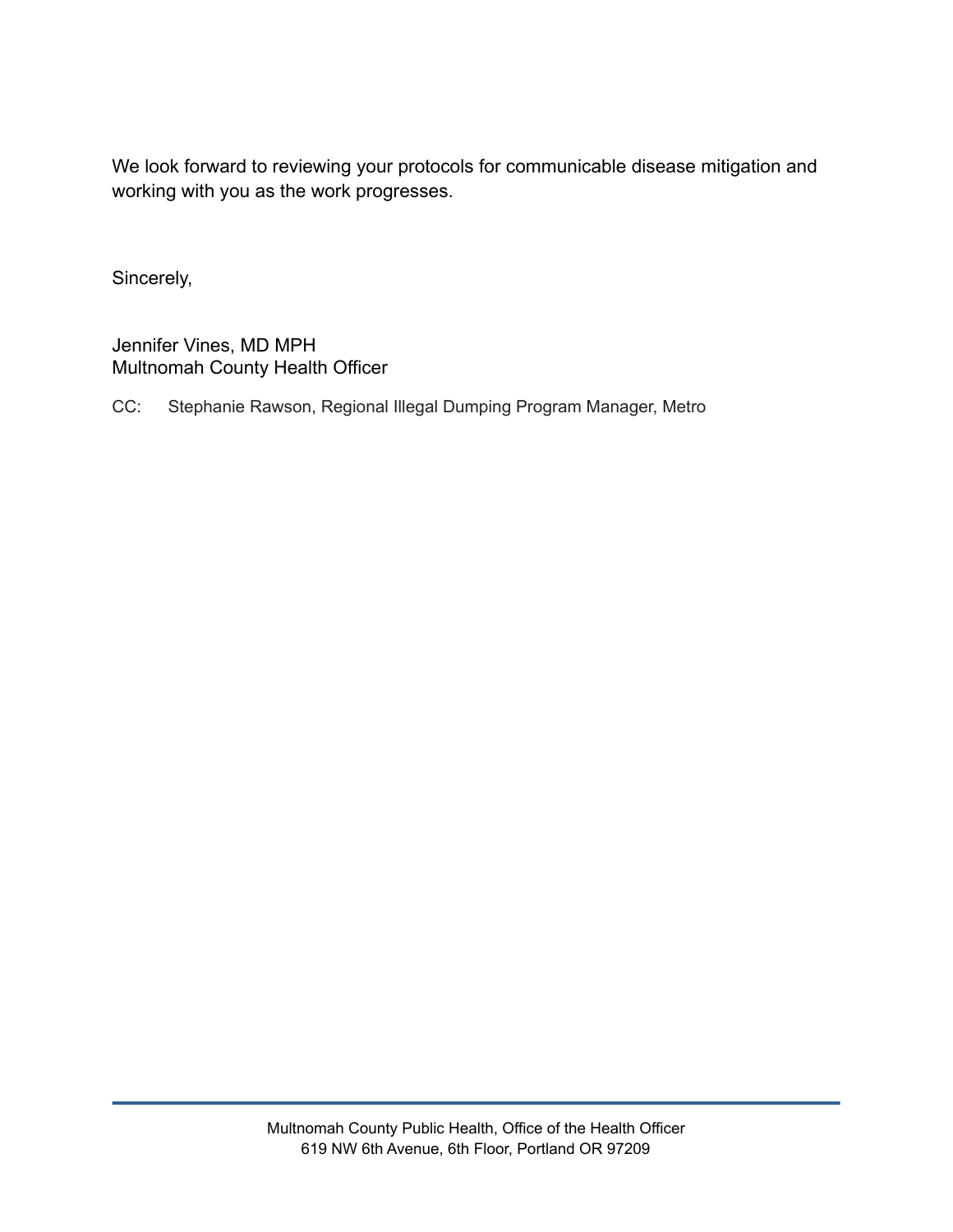We look forward to reviewing your protocols for communicable disease mitigation and working with you as the work progresses.

Sincerely,

Jennifer Vines, MD MPH
Multnomah County Health Officer

CC: Stephanie Rawson, Regional Illegal Dumping Program Manager, Metro